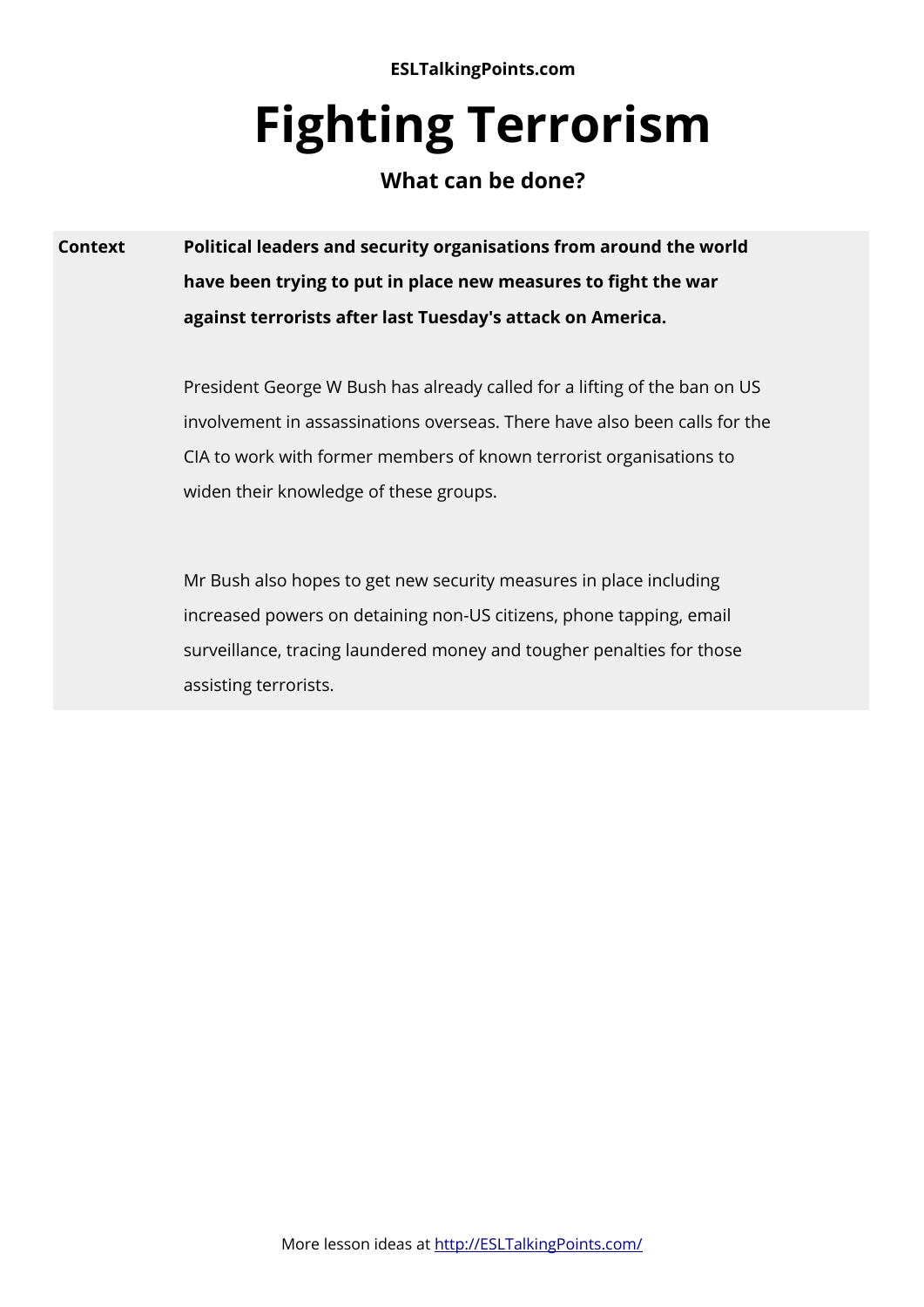**ESLTalkingPoints.com**

# Fighting Terrorism

### What can be done?

| | |
|---|---|
| **Context** | **Political leaders and security organisations from around the world have been trying to put in place new measures to fight the war against terrorists after last Tuesday's attack on America.**<br><br>President George W Bush has already called for a lifting of the ban on US involvement in assassinations overseas. There have also been calls for the CIA to work with former members of known terrorist organisations to widen their knowledge of these groups.<br><br>Mr Bush also hopes to get new security measures in place including increased powers on detaining non-US citizens, phone tapping, email surveillance, tracing laundered money and tougher penalties for those assisting terrorists. |

More lesson ideas at http://ESLTalkingPoints.com/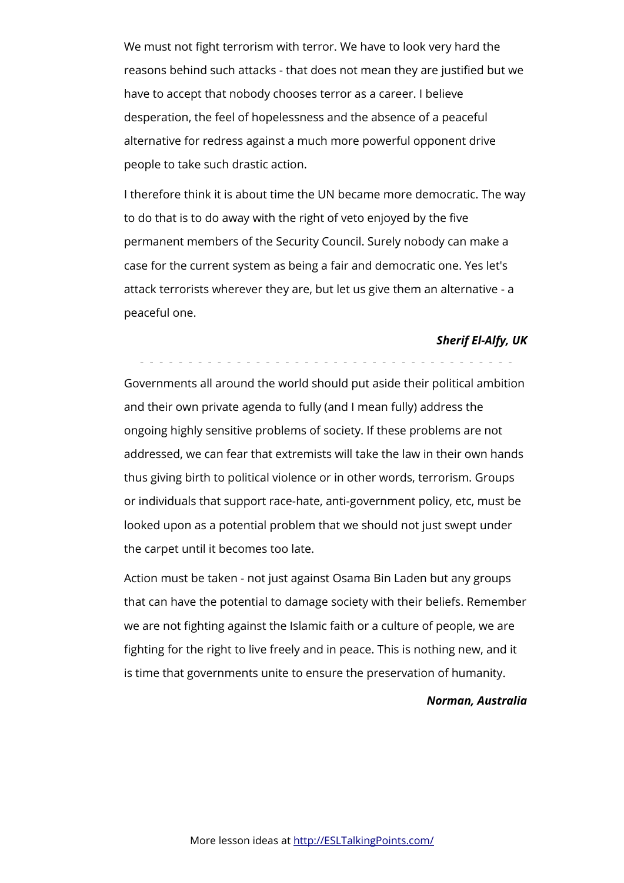We must not fight terrorism with terror. We have to look very hard the reasons behind such attacks - that does not mean they are justified but we have to accept that nobody chooses terror as a career. I believe desperation, the feel of hopelessness and the absence of a peaceful alternative for redress against a much more powerful opponent drive people to take such drastic action.

I therefore think it is about time the UN became more democratic. The way to do that is to do away with the right of veto enjoyed by the five permanent members of the Security Council. Surely nobody can make a case for the current system as being a fair and democratic one. Yes let's attack terrorists wherever they are, but let us give them an alternative - a peaceful one.

***Sherif El-Alfy, UK***

---

Governments all around the world should put aside their political ambition and their own private agenda to fully (and I mean fully) address the ongoing highly sensitive problems of society. If these problems are not addressed, we can fear that extremists will take the law in their own hands thus giving birth to political violence or in other words, terrorism. Groups or individuals that support race-hate, anti-government policy, etc, must be looked upon as a potential problem that we should not just swept under the carpet until it becomes too late.

Action must be taken - not just against Osama Bin Laden but any groups that can have the potential to damage society with their beliefs. Remember we are not fighting against the Islamic faith or a culture of people, we are fighting for the right to live freely and in peace. This is nothing new, and it is time that governments unite to ensure the preservation of humanity.

***Norman, Australia***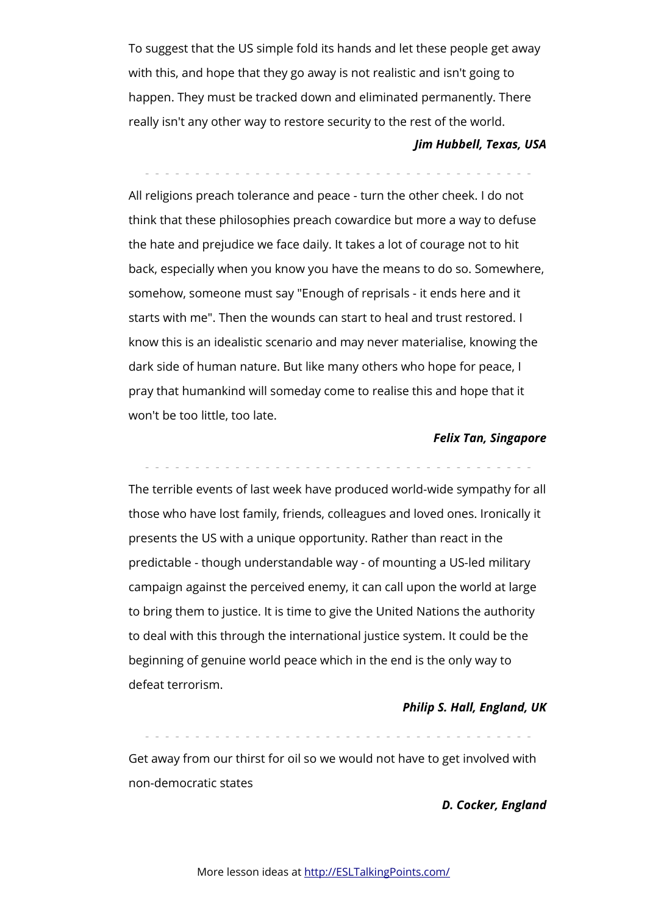To suggest that the US simple fold its hands and let these people get away with this, and hope that they go away is not realistic and isn't going to happen. They must be tracked down and eliminated permanently. There really isn't any other way to restore security to the rest of the world.

***Jim Hubbell, Texas, USA***

- - - - - - - - - - - - - - - - - - - - - - - - - - - - - - - - - - - - - - -

All religions preach tolerance and peace - turn the other cheek. I do not think that these philosophies preach cowardice but more a way to defuse the hate and prejudice we face daily. It takes a lot of courage not to hit back, especially when you know you have the means to do so. Somewhere, somehow, someone must say "Enough of reprisals - it ends here and it starts with me". Then the wounds can start to heal and trust restored. I know this is an idealistic scenario and may never materialise, knowing the dark side of human nature. But like many others who hope for peace, I pray that humankind will someday come to realise this and hope that it won't be too little, too late.

***Felix Tan, Singapore***

- - - - - - - - - - - - - - - - - - - - - - - - - - - - - - - - - - - - - - -

The terrible events of last week have produced world-wide sympathy for all those who have lost family, friends, colleagues and loved ones. Ironically it presents the US with a unique opportunity. Rather than react in the predictable - though understandable way - of mounting a US-led military campaign against the perceived enemy, it can call upon the world at large to bring them to justice. It is time to give the United Nations the authority to deal with this through the international justice system. It could be the beginning of genuine world peace which in the end is the only way to defeat terrorism.

***Philip S. Hall, England, UK***

- - - - - - - - - - - - - - - - - - - - - - - - - - - - - - - - - - - - - - -

Get away from our thirst for oil so we would not have to get involved with non-democratic states

***D. Cocker, England***

More lesson ideas at [http://ESLTalkingPoints.com/](http://ESLTalkingPoints.com/)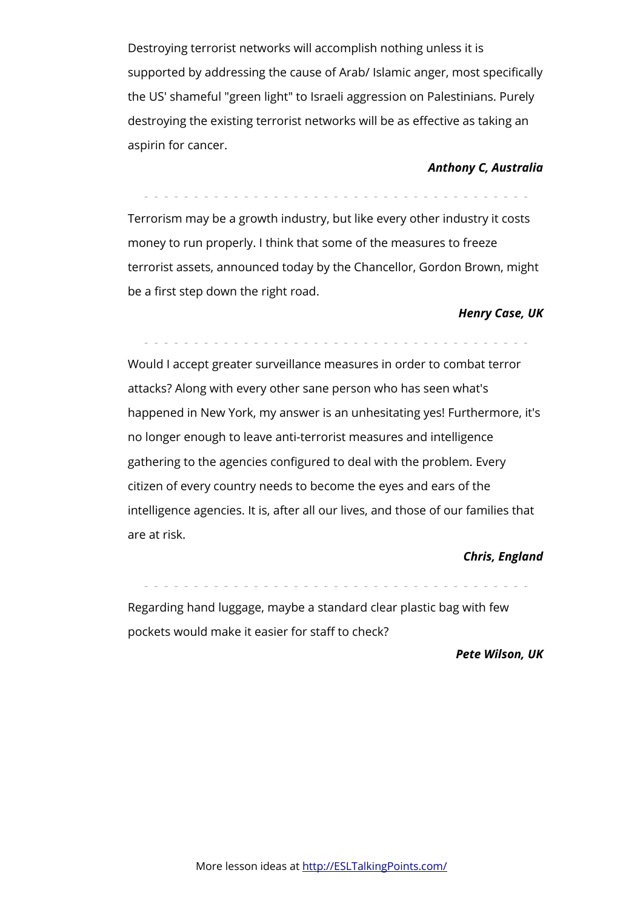Destroying terrorist networks will accomplish nothing unless it is supported by addressing the cause of Arab/ Islamic anger, most specifically the US' shameful "green light" to Israeli aggression on Palestinians. Purely destroying the existing terrorist networks will be as effective as taking an aspirin for cancer.

***Anthony C, Australia***

---

Terrorism may be a growth industry, but like every other industry it costs money to run properly. I think that some of the measures to freeze terrorist assets, announced today by the Chancellor, Gordon Brown, might be a first step down the right road.

***Henry Case, UK***

---

Would I accept greater surveillance measures in order to combat terror attacks? Along with every other sane person who has seen what's happened in New York, my answer is an unhesitating yes! Furthermore, it's no longer enough to leave anti-terrorist measures and intelligence gathering to the agencies configured to deal with the problem. Every citizen of every country needs to become the eyes and ears of the intelligence agencies. It is, after all our lives, and those of our families that are at risk.

***Chris, England***

---

Regarding hand luggage, maybe a standard clear plastic bag with few pockets would make it easier for staff to check?

***Pete Wilson, UK***

More lesson ideas at http://ESLTalkingPoints.com/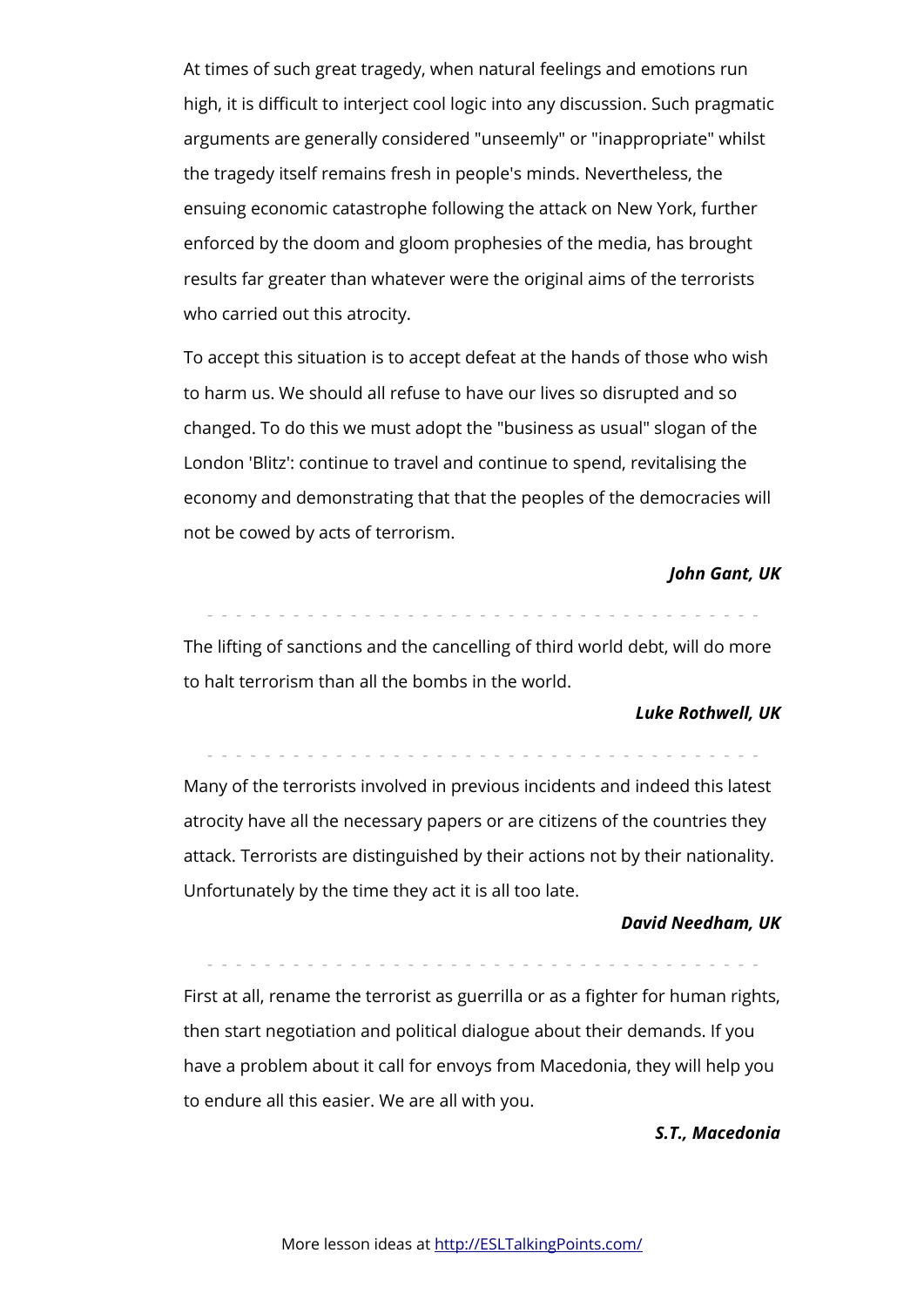At times of such great tragedy, when natural feelings and emotions run high, it is difficult to interject cool logic into any discussion. Such pragmatic arguments are generally considered "unseemly" or "inappropriate" whilst the tragedy itself remains fresh in people's minds. Nevertheless, the ensuing economic catastrophe following the attack on New York, further enforced by the doom and gloom prophesies of the media, has brought results far greater than whatever were the original aims of the terrorists who carried out this atrocity.

To accept this situation is to accept defeat at the hands of those who wish to harm us. We should all refuse to have our lives so disrupted and so changed. To do this we must adopt the "business as usual" slogan of the London 'Blitz': continue to travel and continue to spend, revitalising the economy and demonstrating that that the peoples of the democracies will not be cowed by acts of terrorism.

***John Gant, UK***

---

The lifting of sanctions and the cancelling of third world debt, will do more to halt terrorism than all the bombs in the world.

***Luke Rothwell, UK***

---

Many of the terrorists involved in previous incidents and indeed this latest atrocity have all the necessary papers or are citizens of the countries they attack. Terrorists are distinguished by their actions not by their nationality. Unfortunately by the time they act it is all too late.

***David Needham, UK***

---

First at all, rename the terrorist as guerrilla or as a fighter for human rights, then start negotiation and political dialogue about their demands. If you have a problem about it call for envoys from Macedonia, they will help you to endure all this easier. We are all with you.

***S.T., Macedonia***

More lesson ideas at http://ESLTalkingPoints.com/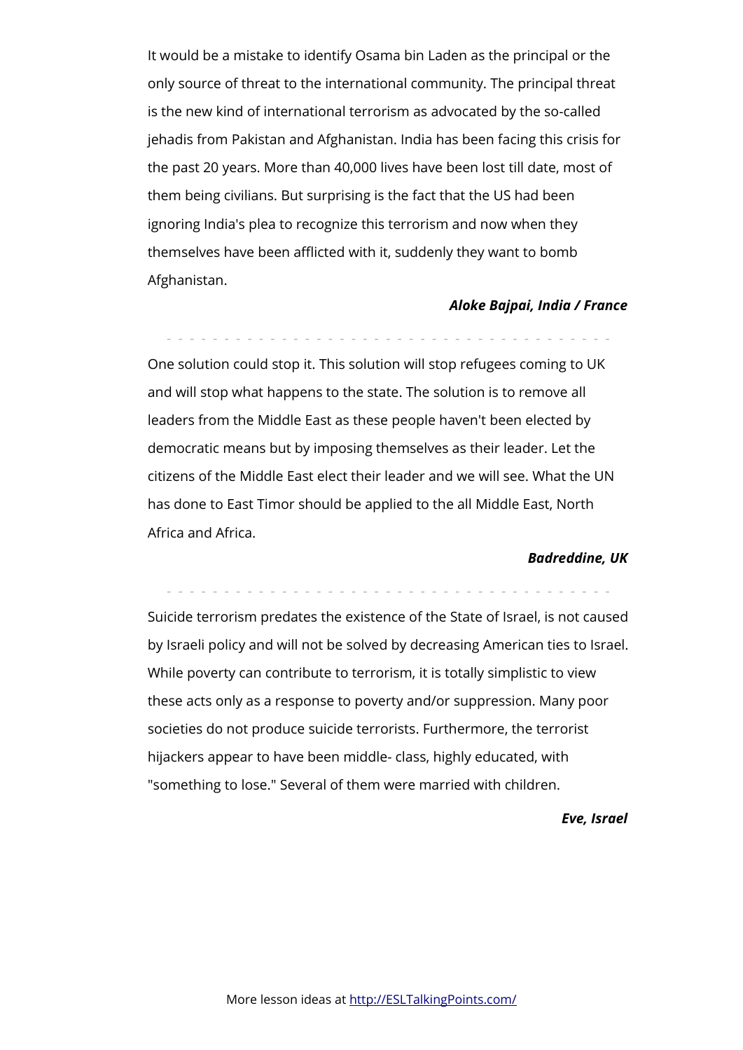It would be a mistake to identify Osama bin Laden as the principal or the only source of threat to the international community. The principal threat is the new kind of international terrorism as advocated by the so-called jehadis from Pakistan and Afghanistan. India has been facing this crisis for the past 20 years. More than 40,000 lives have been lost till date, most of them being civilians. But surprising is the fact that the US had been ignoring India's plea to recognize this terrorism and now when they themselves have been afflicted with it, suddenly they want to bomb Afghanistan.

***Aloke Bajpai, India / France***

- - - - - - - - - - - - - - - - - - - - - - - - - - - - - - - - - - - - - - -

One solution could stop it. This solution will stop refugees coming to UK and will stop what happens to the state. The solution is to remove all leaders from the Middle East as these people haven't been elected by democratic means but by imposing themselves as their leader. Let the citizens of the Middle East elect their leader and we will see. What the UN has done to East Timor should be applied to the all Middle East, North Africa and Africa.

***Badreddine, UK***

- - - - - - - - - - - - - - - - - - - - - - - - - - - - - - - - - - - - - - -

Suicide terrorism predates the existence of the State of Israel, is not caused by Israeli policy and will not be solved by decreasing American ties to Israel. While poverty can contribute to terrorism, it is totally simplistic to view these acts only as a response to poverty and/or suppression. Many poor societies do not produce suicide terrorists. Furthermore, the terrorist hijackers appear to have been middle- class, highly educated, with "something to lose." Several of them were married with children.

***Eve, Israel***

More lesson ideas at http://ESLTalkingPoints.com/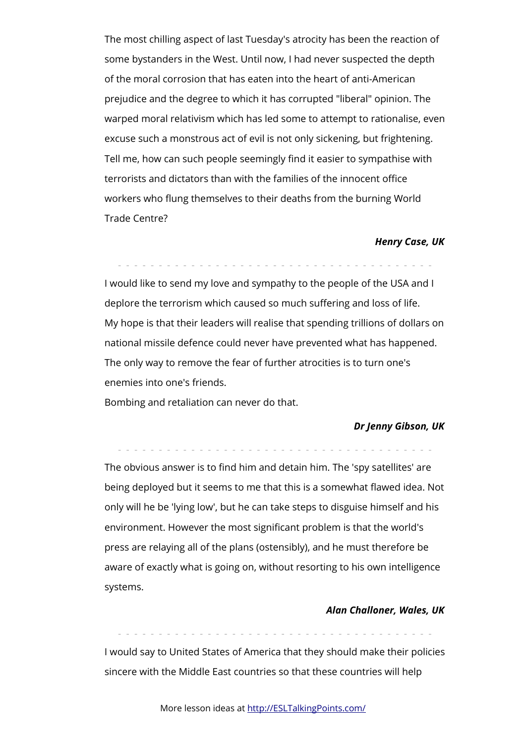The most chilling aspect of last Tuesday's atrocity has been the reaction of some bystanders in the West. Until now, I had never suspected the depth of the moral corrosion that has eaten into the heart of anti-American prejudice and the degree to which it has corrupted "liberal" opinion. The warped moral relativism which has led some to attempt to rationalise, even excuse such a monstrous act of evil is not only sickening, but frightening. Tell me, how can such people seemingly find it easier to sympathise with terrorists and dictators than with the families of the innocent office workers who flung themselves to their deaths from the burning World Trade Centre?

***Henry Case, UK***

- - - - - - - - - - - - - - - - - - - - - - - - - - - - - - - - - - - - - - -

I would like to send my love and sympathy to the people of the USA and I deplore the terrorism which caused so much suffering and loss of life.
My hope is that their leaders will realise that spending trillions of dollars on national missile defence could never have prevented what has happened.
The only way to remove the fear of further atrocities is to turn one's enemies into one's friends.
Bombing and retaliation can never do that.

***Dr Jenny Gibson, UK***

- - - - - - - - - - - - - - - - - - - - - - - - - - - - - - - - - - - - - - -

The obvious answer is to find him and detain him. The 'spy satellites' are being deployed but it seems to me that this is a somewhat flawed idea. Not only will he be 'lying low', but he can take steps to disguise himself and his environment. However the most significant problem is that the world's press are relaying all of the plans (ostensibly), and he must therefore be aware of exactly what is going on, without resorting to his own intelligence systems.

***Alan Challoner, Wales, UK***

- - - - - - - - - - - - - - - - - - - - - - - - - - - - - - - - - - - - - - -

I would say to United States of America that they should make their policies sincere with the Middle East countries so that these countries will help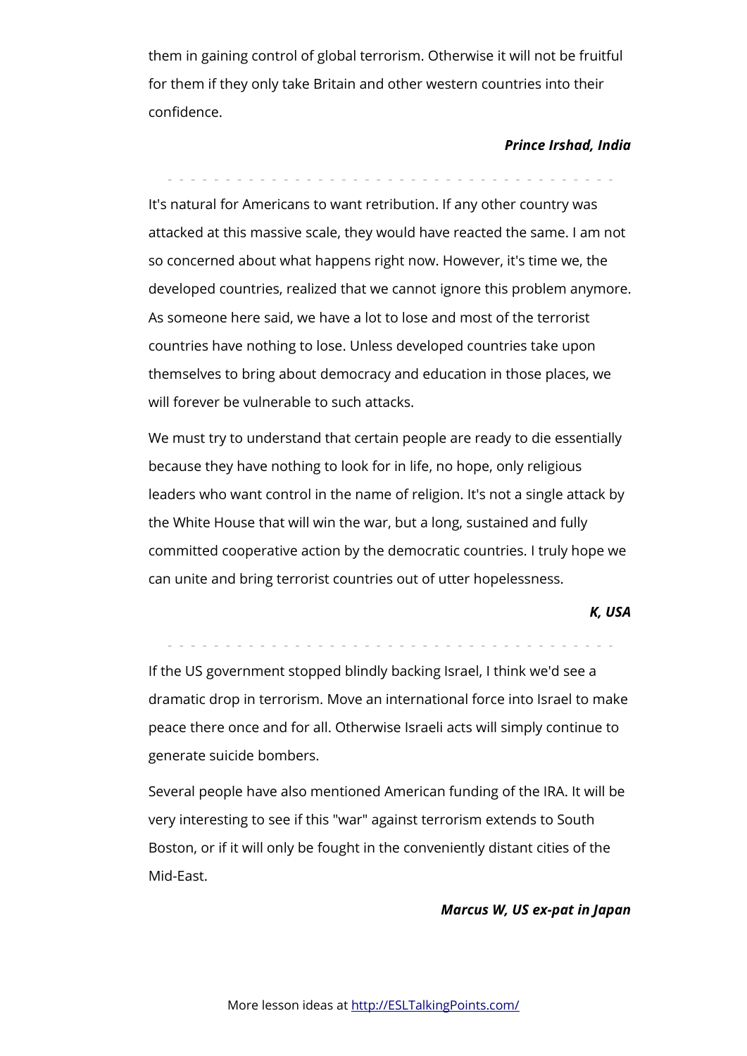them in gaining control of global terrorism. Otherwise it will not be fruitful for them if they only take Britain and other western countries into their confidence.

***Prince Irshad, India***

---

It's natural for Americans to want retribution. If any other country was attacked at this massive scale, they would have reacted the same. I am not so concerned about what happens right now. However, it's time we, the developed countries, realized that we cannot ignore this problem anymore. As someone here said, we have a lot to lose and most of the terrorist countries have nothing to lose. Unless developed countries take upon themselves to bring about democracy and education in those places, we will forever be vulnerable to such attacks.

We must try to understand that certain people are ready to die essentially because they have nothing to look for in life, no hope, only religious leaders who want control in the name of religion. It's not a single attack by the White House that will win the war, but a long, sustained and fully committed cooperative action by the democratic countries. I truly hope we can unite and bring terrorist countries out of utter hopelessness.

***K, USA***

---

If the US government stopped blindly backing Israel, I think we'd see a dramatic drop in terrorism. Move an international force into Israel to make peace there once and for all. Otherwise Israeli acts will simply continue to generate suicide bombers.

Several people have also mentioned American funding of the IRA. It will be very interesting to see if this "war" against terrorism extends to South Boston, or if it will only be fought in the conveniently distant cities of the Mid-East.

***Marcus W, US ex-pat in Japan***

More lesson ideas at http://ESLTalkingPoints.com/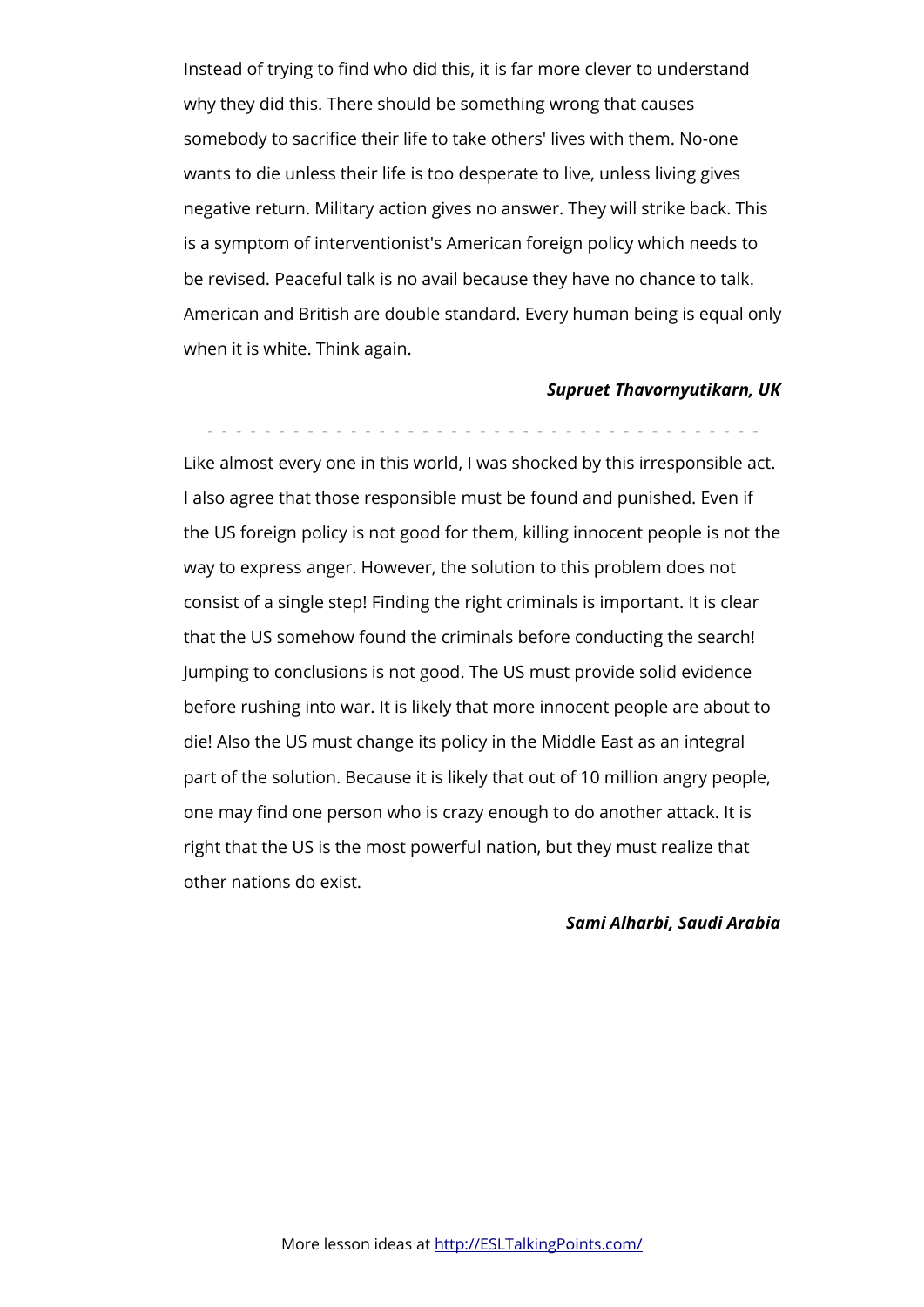Instead of trying to find who did this, it is far more clever to understand why they did this. There should be something wrong that causes somebody to sacrifice their life to take others' lives with them. No-one wants to die unless their life is too desperate to live, unless living gives negative return. Military action gives no answer. They will strike back. This is a symptom of interventionist's American foreign policy which needs to be revised. Peaceful talk is no avail because they have no chance to talk. American and British are double standard. Every human being is equal only when it is white. Think again.

***Supruet Thavornyutikarn, UK***

- - - - - - - - - - - - - - - - - - - - - - - - - - - - - - - - - - - - - - -

Like almost every one in this world, I was shocked by this irresponsible act. I also agree that those responsible must be found and punished. Even if the US foreign policy is not good for them, killing innocent people is not the way to express anger. However, the solution to this problem does not consist of a single step! Finding the right criminals is important. It is clear that the US somehow found the criminals before conducting the search! Jumping to conclusions is not good. The US must provide solid evidence before rushing into war. It is likely that more innocent people are about to die! Also the US must change its policy in the Middle East as an integral part of the solution. Because it is likely that out of 10 million angry people, one may find one person who is crazy enough to do another attack. It is right that the US is the most powerful nation, but they must realize that other nations do exist.

***Sami Alharbi, Saudi Arabia***

More lesson ideas at [http://ESLTalkingPoints.com/](http://ESLTalkingPoints.com/)